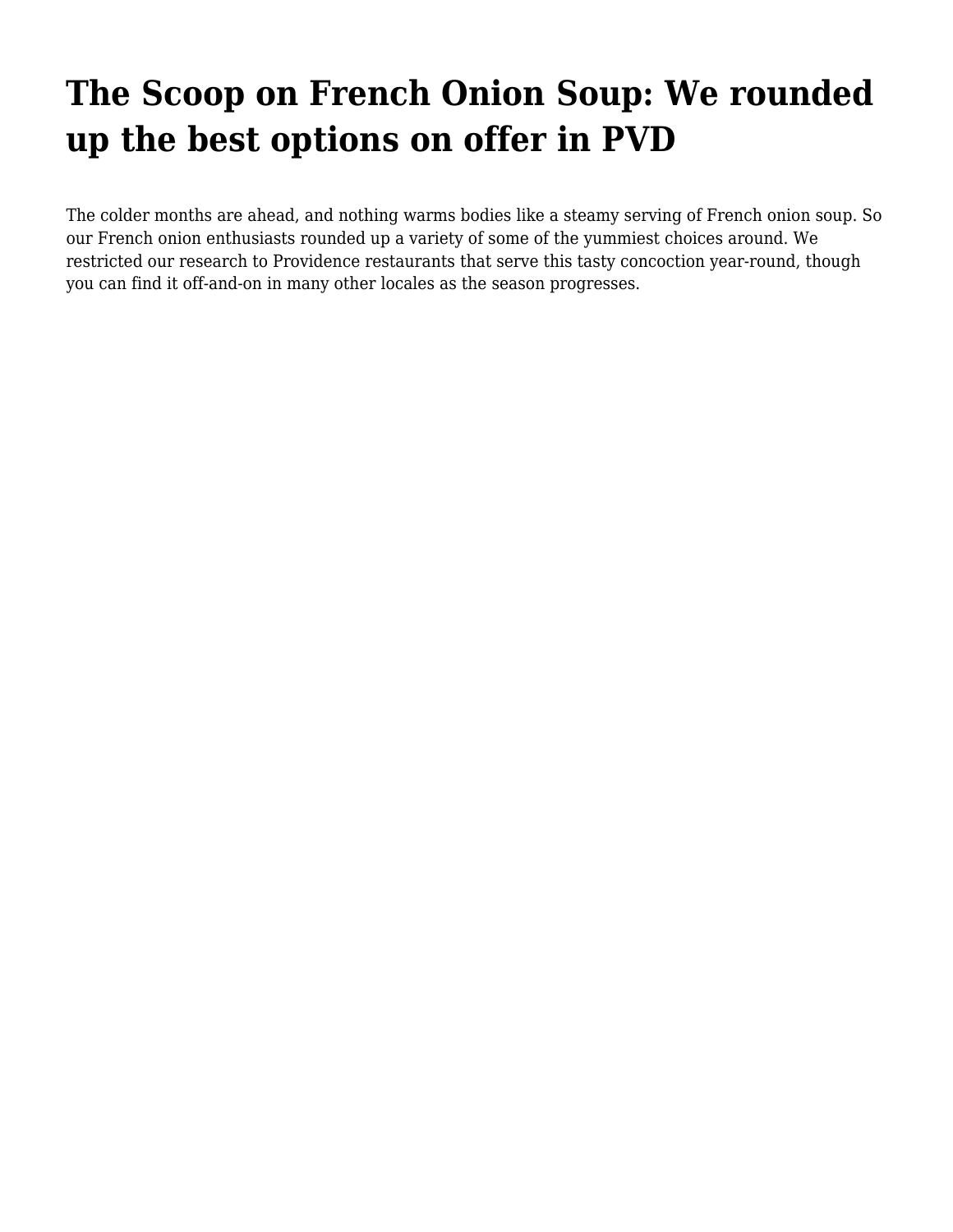# The Scoop on French Onion Soup: We rounded up the best options on offer in PVD

The colder months are ahead, and nothing warms bodies like a steamy serving of French onion soup. So our French onion enthusiasts rounded up a variety of some of the yummiest choices around. We restricted our research to Providence restaurants that serve this tasty concoction year-round, though you can find it off-and-on in many other locales as the season progresses.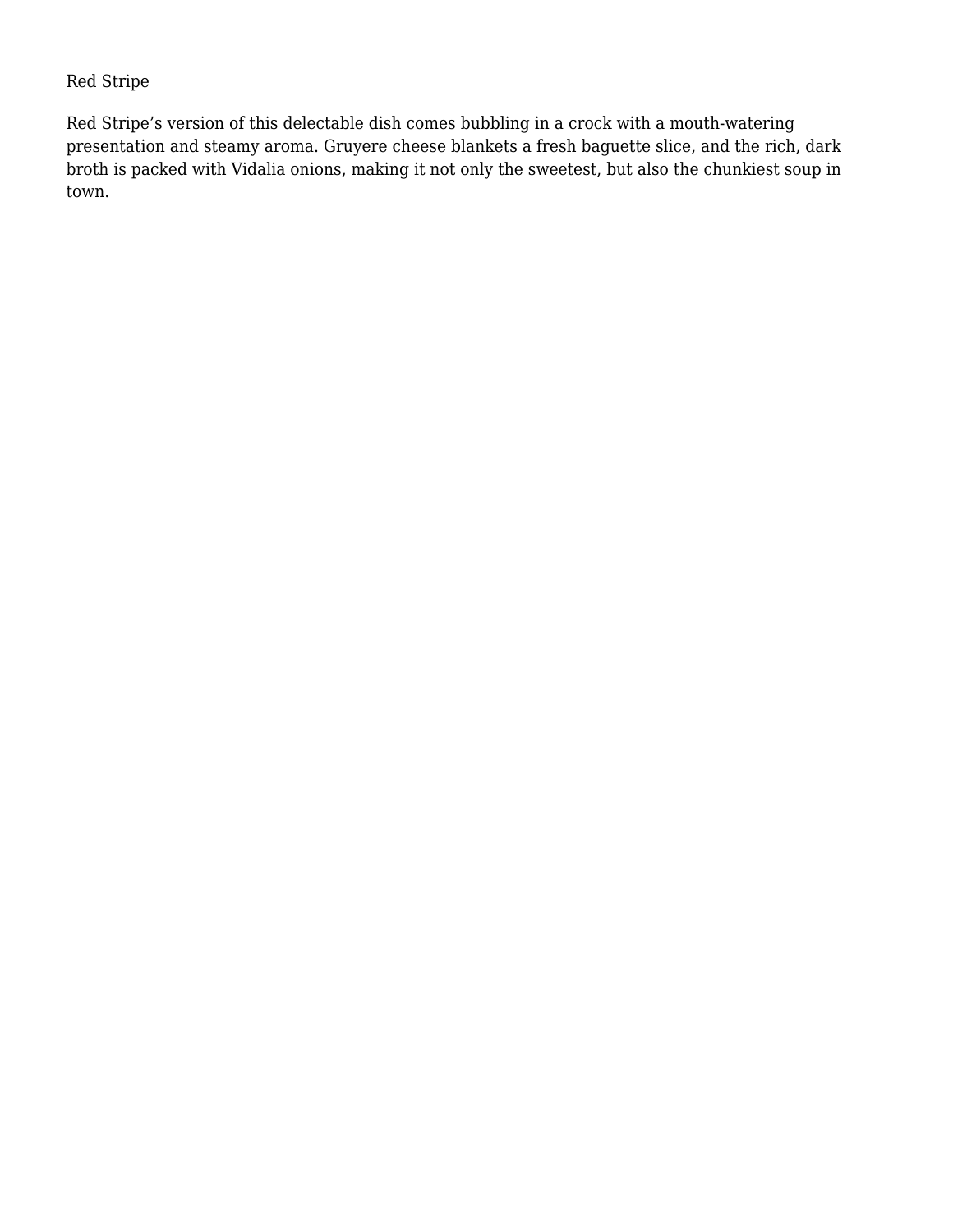Red Stripe

Red Stripe’s version of this delectable dish comes bubbling in a crock with a mouth-watering presentation and steamy aroma. Gruyere cheese blankets a fresh baguette slice, and the rich, dark broth is packed with Vidalia onions, making it not only the sweetest, but also the chunkiest soup in town.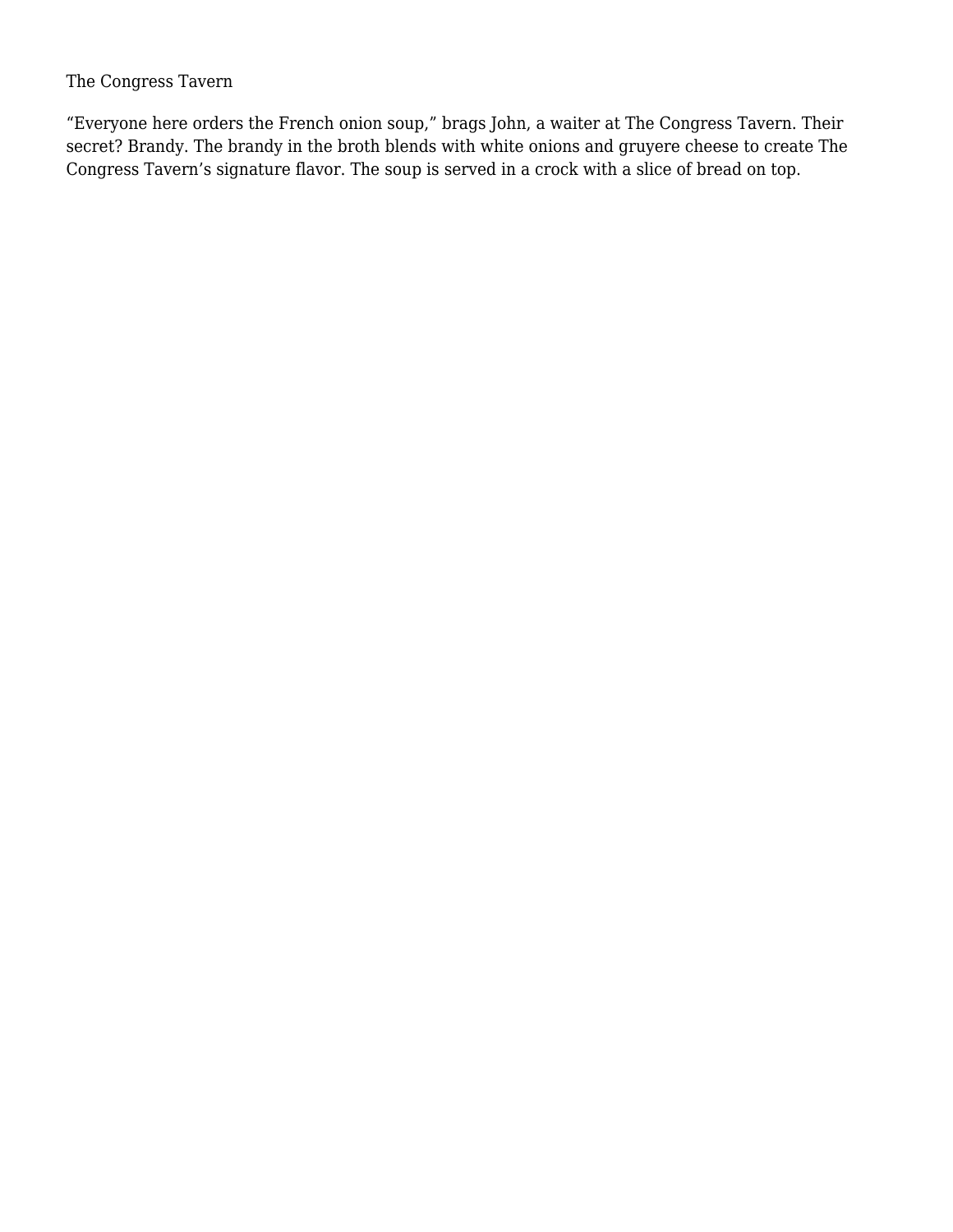The Congress Tavern

"Everyone here orders the French onion soup," brags John, a waiter at The Congress Tavern. Their secret? Brandy. The brandy in the broth blends with white onions and gruyere cheese to create The Congress Tavern's signature flavor. The soup is served in a crock with a slice of bread on top.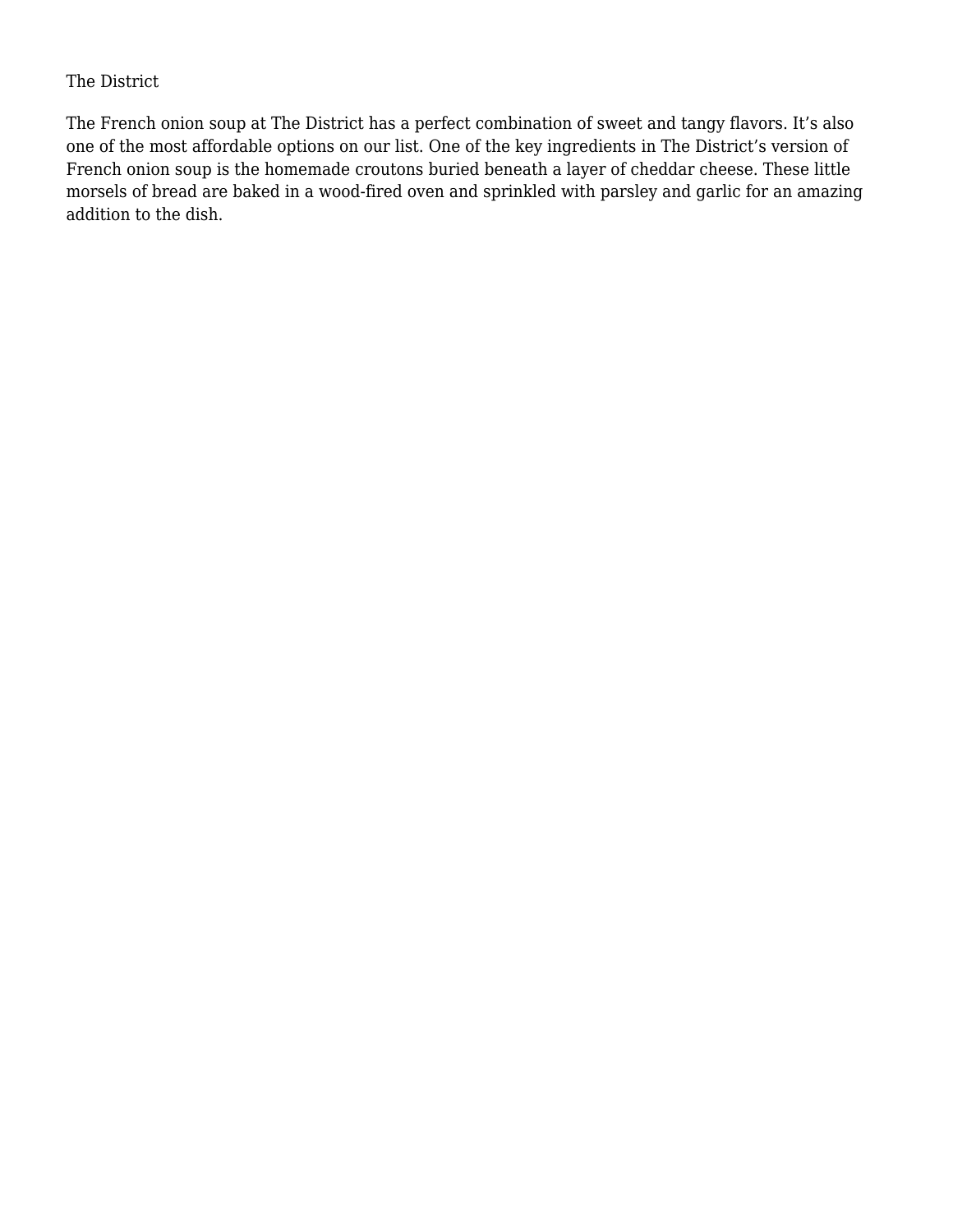## The District

The French onion soup at The District has a perfect combination of sweet and tangy flavors. It's also one of the most affordable options on our list. One of the key ingredients in The District's version of French onion soup is the homemade croutons buried beneath a layer of cheddar cheese. These little morsels of bread are baked in a wood-fired oven and sprinkled with parsley and garlic for an amazing addition to the dish.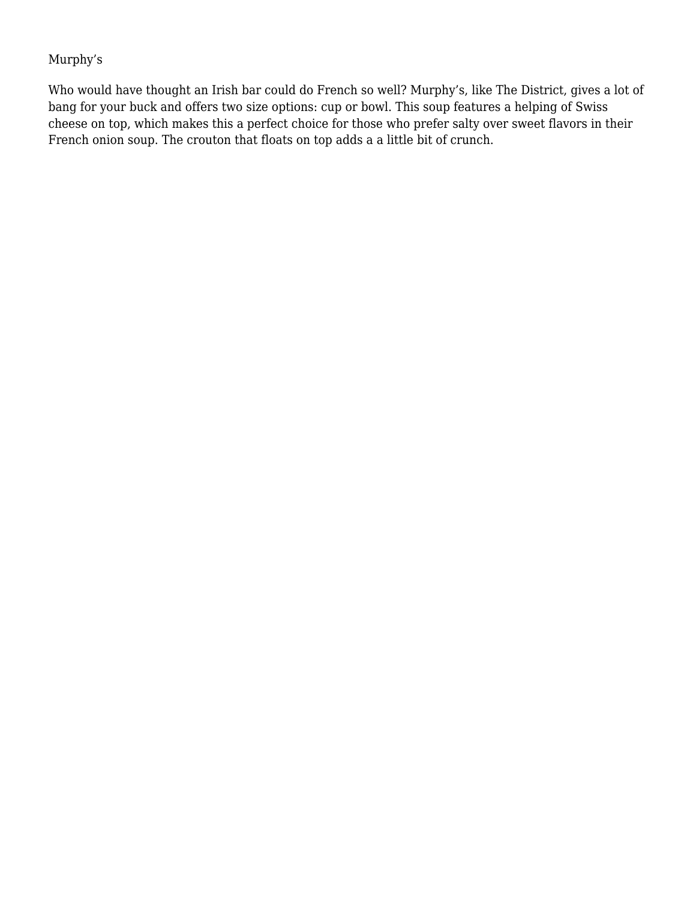Murphy’s

Who would have thought an Irish bar could do French so well? Murphy’s, like The District, gives a lot of bang for your buck and offers two size options: cup or bowl. This soup features a helping of Swiss cheese on top, which makes this a perfect choice for those who prefer salty over sweet flavors in their French onion soup. The crouton that floats on top adds a a little bit of crunch.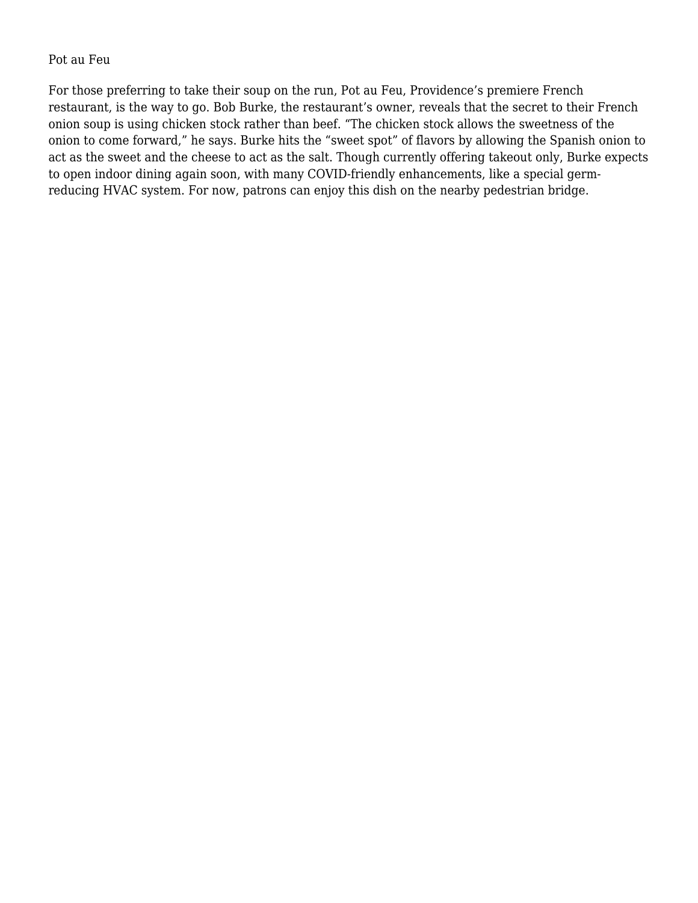## Pot au Feu

For those preferring to take their soup on the run, Pot au Feu, Providence's premiere French restaurant, is the way to go. Bob Burke, the restaurant's owner, reveals that the secret to their French onion soup is using chicken stock rather than beef. "The chicken stock allows the sweetness of the onion to come forward," he says. Burke hits the "sweet spot" of flavors by allowing the Spanish onion to act as the sweet and the cheese to act as the salt. Though currently offering takeout only, Burke expects to open indoor dining again soon, with many COVID-friendly enhancements, like a special germ-reducing HVAC system. For now, patrons can enjoy this dish on the nearby pedestrian bridge.